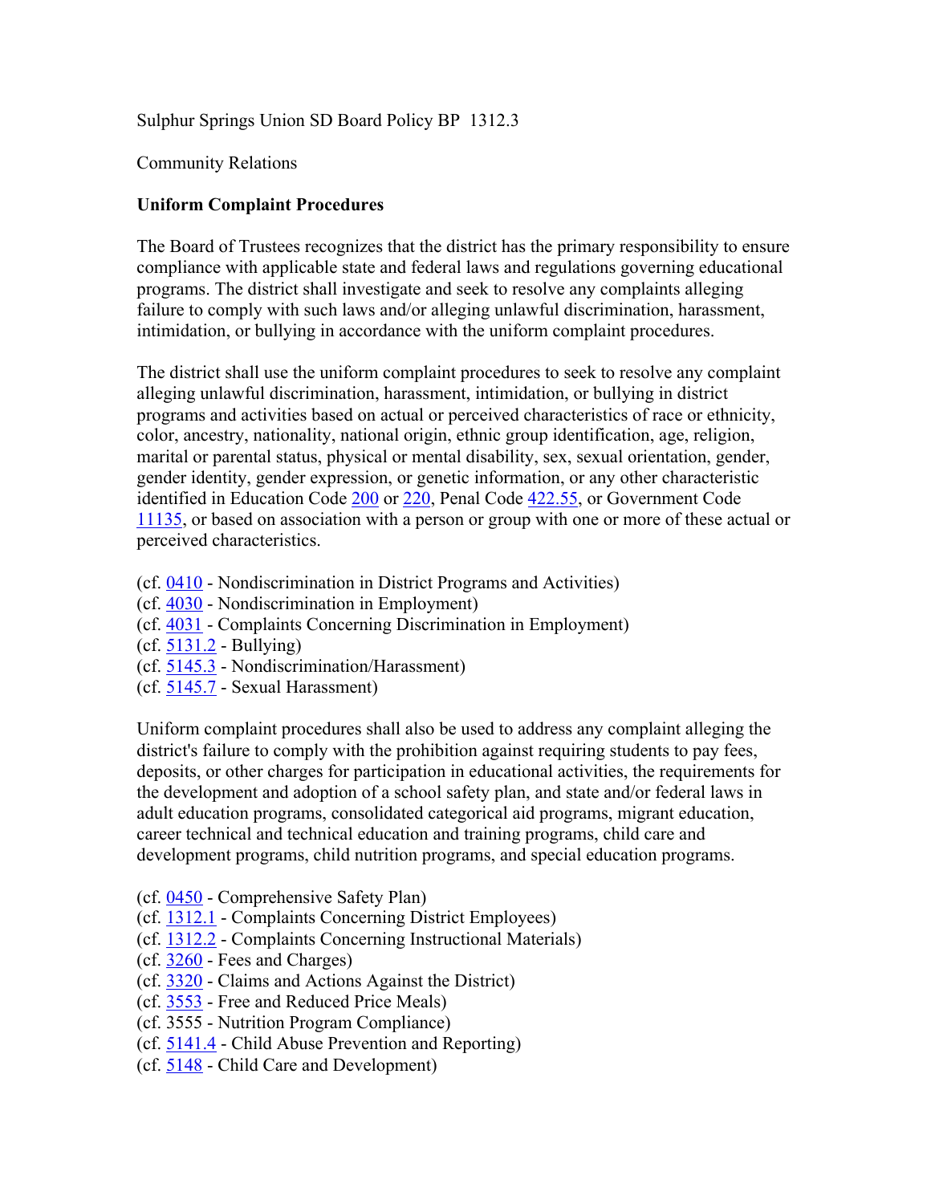Sulphur Springs Union SD Board Policy BP 1312.3

Community Relations

## Uniform Complaint Procedures

The Board of Trustees recognizes that the district has the primary responsibility to ensure compliance with applicable state and federal laws and regulations governing educational programs. The district shall investigate and seek to resolve any complaints alleging failure to comply with such laws and/or alleging unlawful discrimination, harassment, intimidation, or bullying in accordance with the uniform complaint procedures.

The district shall use the uniform complaint procedures to seek to resolve any complaint alleging unlawful discrimination, harassment, intimidation, or bullying in district programs and activities based on actual or perceived characteristics of race or ethnicity, color, ancestry, nationality, national origin, ethnic group identification, age, religion, marital or parental status, physical or mental disability, sex, sexual orientation, gender, gender identity, gender expression, or genetic information, or any other characteristic identified in Education Code 200 or 220, Penal Code 422.55, or Government Code 11135, or based on association with a person or group with one or more of these actual or perceived characteristics.

(cf. 0410 - Nondiscrimination in District Programs and Activities)
(cf. 4030 - Nondiscrimination in Employment)
(cf. 4031 - Complaints Concerning Discrimination in Employment)
(cf. 5131.2 - Bullying)
(cf. 5145.3 - Nondiscrimination/Harassment)
(cf. 5145.7 - Sexual Harassment)

Uniform complaint procedures shall also be used to address any complaint alleging the district's failure to comply with the prohibition against requiring students to pay fees, deposits, or other charges for participation in educational activities, the requirements for the development and adoption of a school safety plan, and state and/or federal laws in adult education programs, consolidated categorical aid programs, migrant education, career technical and technical education and training programs, child care and development programs, child nutrition programs, and special education programs.

(cf. 0450 - Comprehensive Safety Plan)
(cf. 1312.1 - Complaints Concerning District Employees)
(cf. 1312.2 - Complaints Concerning Instructional Materials)
(cf. 3260 - Fees and Charges)
(cf. 3320 - Claims and Actions Against the District)
(cf. 3553 - Free and Reduced Price Meals)
(cf. 3555 - Nutrition Program Compliance)
(cf. 5141.4 - Child Abuse Prevention and Reporting)
(cf. 5148 - Child Care and Development)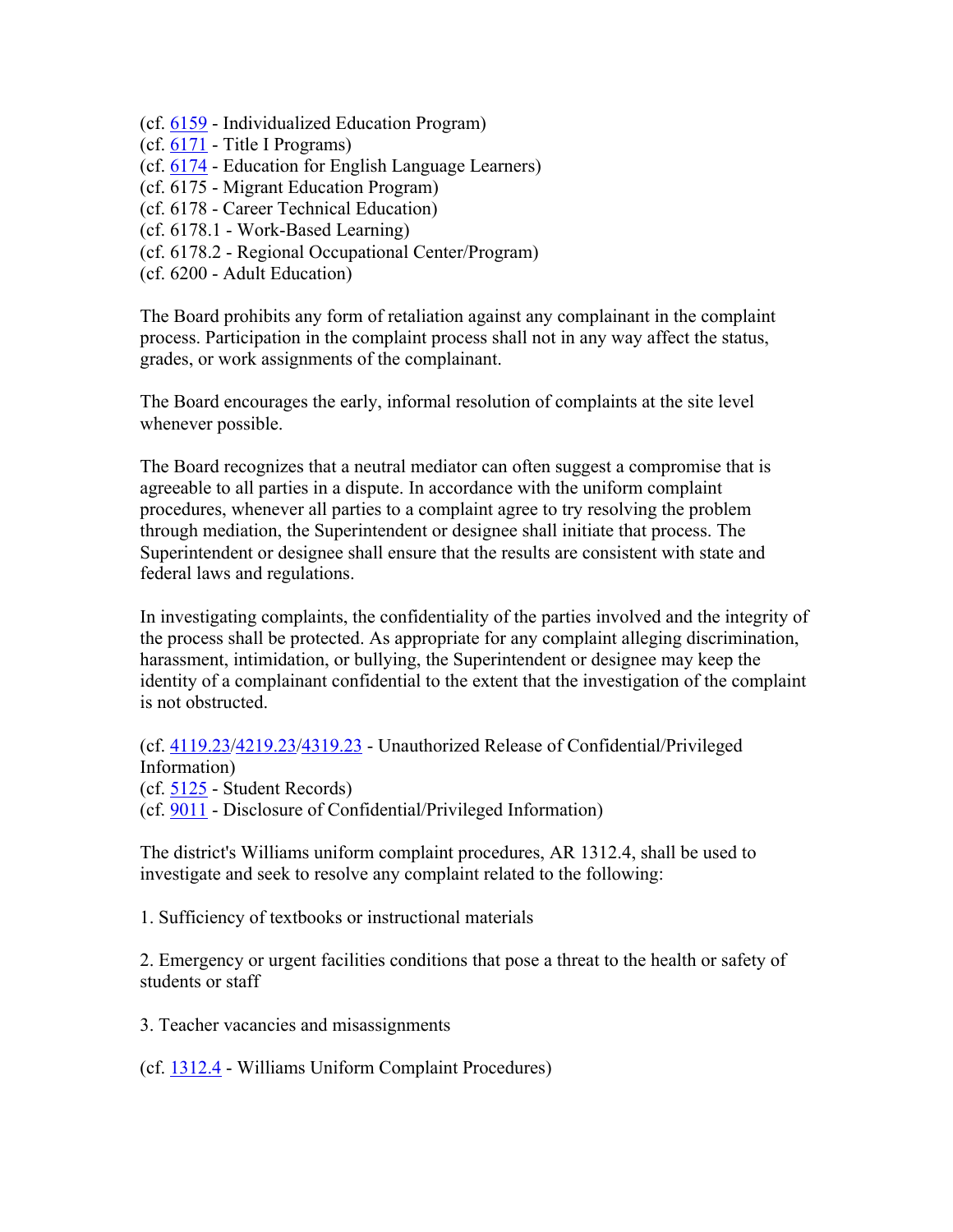(cf. 6159 - Individualized Education Program)
(cf. 6171 - Title I Programs)
(cf. 6174 - Education for English Language Learners)
(cf. 6175 - Migrant Education Program)
(cf. 6178 - Career Technical Education)
(cf. 6178.1 - Work-Based Learning)
(cf. 6178.2 - Regional Occupational Center/Program)
(cf. 6200 - Adult Education)

The Board prohibits any form of retaliation against any complainant in the complaint process. Participation in the complaint process shall not in any way affect the status, grades, or work assignments of the complainant.

The Board encourages the early, informal resolution of complaints at the site level whenever possible.

The Board recognizes that a neutral mediator can often suggest a compromise that is agreeable to all parties in a dispute. In accordance with the uniform complaint procedures, whenever all parties to a complaint agree to try resolving the problem through mediation, the Superintendent or designee shall initiate that process. The Superintendent or designee shall ensure that the results are consistent with state and federal laws and regulations.

In investigating complaints, the confidentiality of the parties involved and the integrity of the process shall be protected. As appropriate for any complaint alleging discrimination, harassment, intimidation, or bullying, the Superintendent or designee may keep the identity of a complainant confidential to the extent that the investigation of the complaint is not obstructed.

(cf. 4119.23/4219.23/4319.23 - Unauthorized Release of Confidential/Privileged Information)
(cf. 5125 - Student Records)
(cf. 9011 - Disclosure of Confidential/Privileged Information)

The district's Williams uniform complaint procedures, AR 1312.4, shall be used to investigate and seek to resolve any complaint related to the following:

1. Sufficiency of textbooks or instructional materials

2. Emergency or urgent facilities conditions that pose a threat to the health or safety of students or staff

3. Teacher vacancies and misassignments

(cf. 1312.4 - Williams Uniform Complaint Procedures)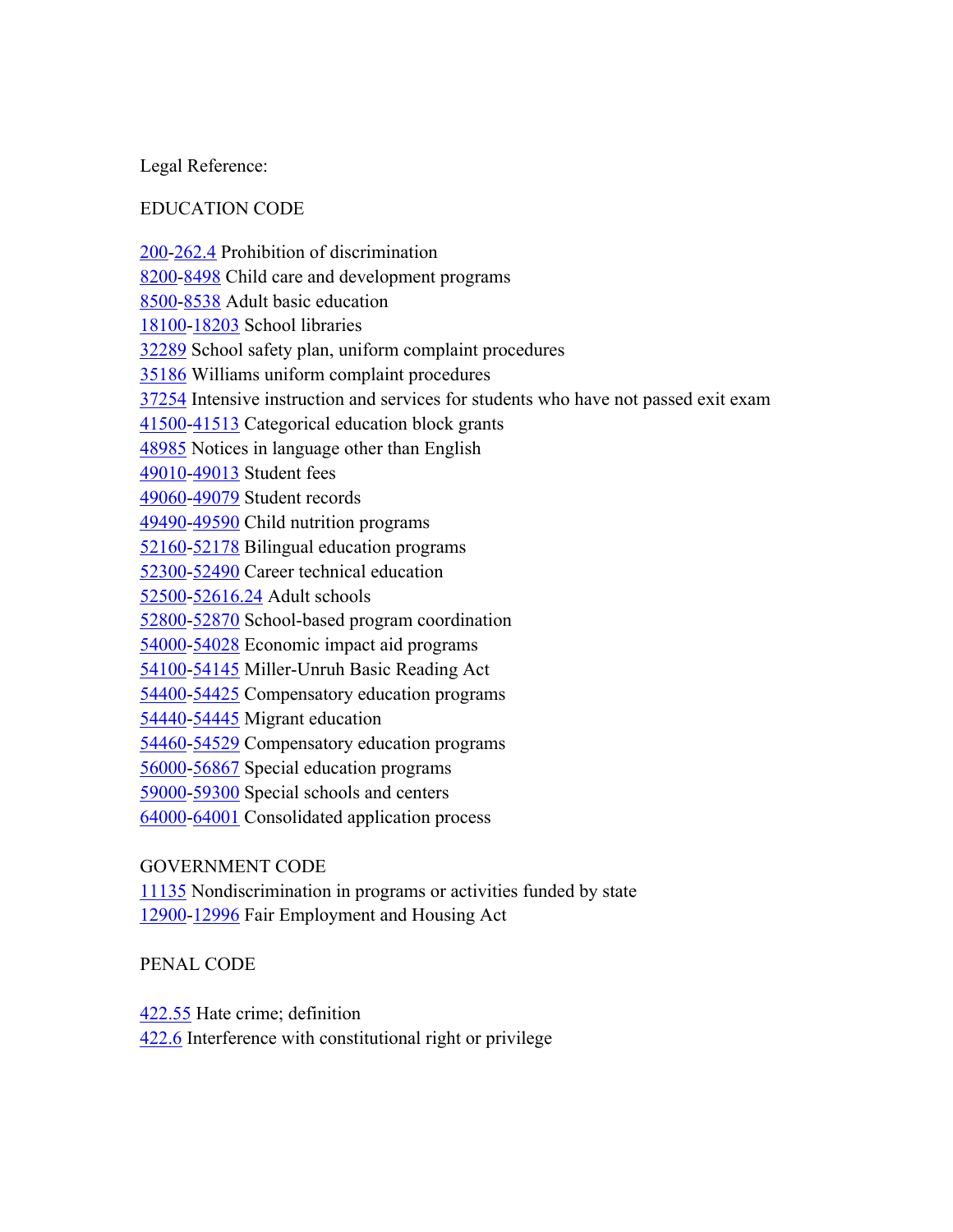Legal Reference:

EDUCATION CODE

200-262.4 Prohibition of discrimination
8200-8498 Child care and development programs
8500-8538 Adult basic education
18100-18203 School libraries
32289 School safety plan, uniform complaint procedures
35186 Williams uniform complaint procedures
37254 Intensive instruction and services for students who have not passed exit exam
41500-41513 Categorical education block grants
48985 Notices in language other than English
49010-49013 Student fees
49060-49079 Student records
49490-49590 Child nutrition programs
52160-52178 Bilingual education programs
52300-52490 Career technical education
52500-52616.24 Adult schools
52800-52870 School-based program coordination
54000-54028 Economic impact aid programs
54100-54145 Miller-Unruh Basic Reading Act
54400-54425 Compensatory education programs
54440-54445 Migrant education
54460-54529 Compensatory education programs
56000-56867 Special education programs
59000-59300 Special schools and centers
64000-64001 Consolidated application process

GOVERNMENT CODE

11135 Nondiscrimination in programs or activities funded by state
12900-12996 Fair Employment and Housing Act

PENAL CODE

422.55 Hate crime; definition
422.6 Interference with constitutional right or privilege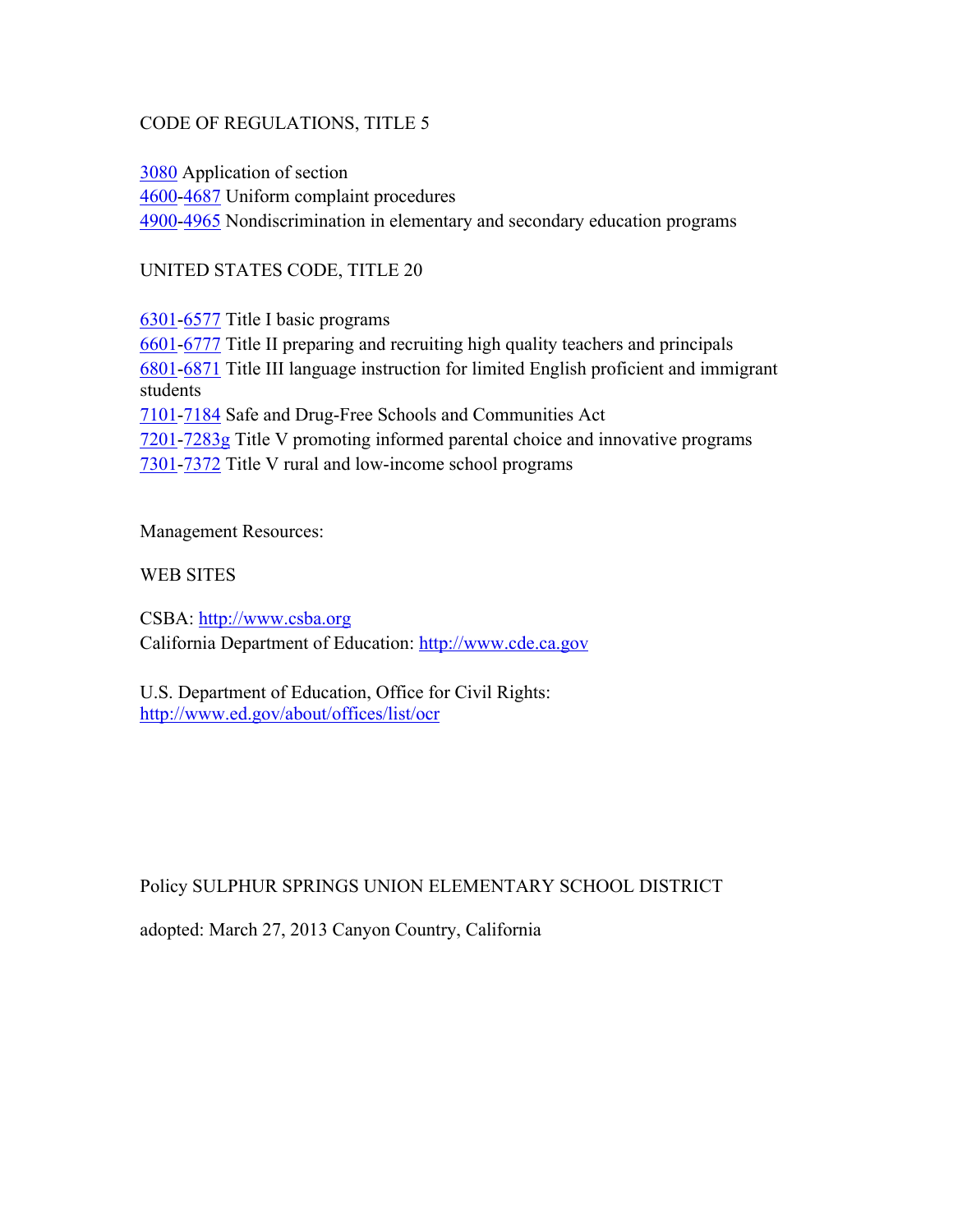CODE OF REGULATIONS, TITLE 5

3080 Application of section
4600-4687 Uniform complaint procedures
4900-4965 Nondiscrimination in elementary and secondary education programs

UNITED STATES CODE, TITLE 20

6301-6577 Title I basic programs
6601-6777 Title II preparing and recruiting high quality teachers and principals
6801-6871 Title III language instruction for limited English proficient and immigrant students
7101-7184 Safe and Drug-Free Schools and Communities Act
7201-7283g Title V promoting informed parental choice and innovative programs
7301-7372 Title V rural and low-income school programs

Management Resources:

WEB SITES

CSBA: http://www.csba.org
California Department of Education: http://www.cde.ca.gov

U.S. Department of Education, Office for Civil Rights:
http://www.ed.gov/about/offices/list/ocr

Policy SULPHUR SPRINGS UNION ELEMENTARY SCHOOL DISTRICT

adopted: March 27, 2013 Canyon Country, California